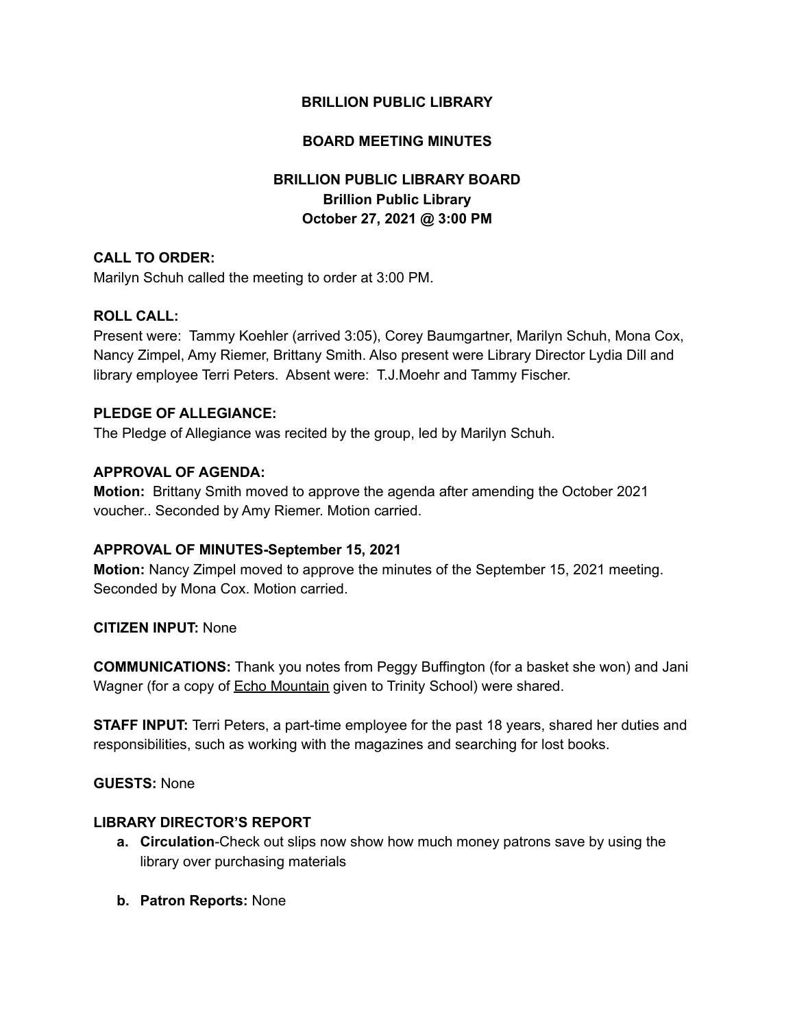# BRILLION PUBLIC LIBRARY

## BOARD MEETING MINUTES

## BRILLION PUBLIC LIBRARY BOARD
**Brillion Public Library**
**October 27, 2021 @ 3:00 PM**

**CALL TO ORDER:**
Marilyn Schuh called the meeting to order at 3:00 PM.

**ROLL CALL:**
Present were: Tammy Koehler (arrived 3:05), Corey Baumgartner, Marilyn Schuh, Mona Cox, Nancy Zimpel, Amy Riemer, Brittany Smith. Also present were Library Director Lydia Dill and library employee Terri Peters. Absent were: T.J.Moehr and Tammy Fischer.

**PLEDGE OF ALLEGIANCE:**
The Pledge of Allegiance was recited by the group, led by Marilyn Schuh.

**APPROVAL OF AGENDA:**
**Motion:** Brittany Smith moved to approve the agenda after amending the October 2021 voucher.. Seconded by Amy Riemer. Motion carried.

**APPROVAL OF MINUTES-September 15, 2021**
**Motion:** Nancy Zimpel moved to approve the minutes of the September 15, 2021 meeting. Seconded by Mona Cox. Motion carried.

**CITIZEN INPUT:** None

**COMMUNICATIONS:** Thank you notes from Peggy Buffington (for a basket she won) and Jani Wagner (for a copy of Echo Mountain given to Trinity School) were shared.

**STAFF INPUT:** Terri Peters, a part-time employee for the past 18 years, shared her duties and responsibilities, such as working with the magazines and searching for lost books.

**GUESTS:** None

**LIBRARY DIRECTOR'S REPORT**

a. **Circulation**-Check out slips now show how much money patrons save by using the library over purchasing materials

b. **Patron Reports:** None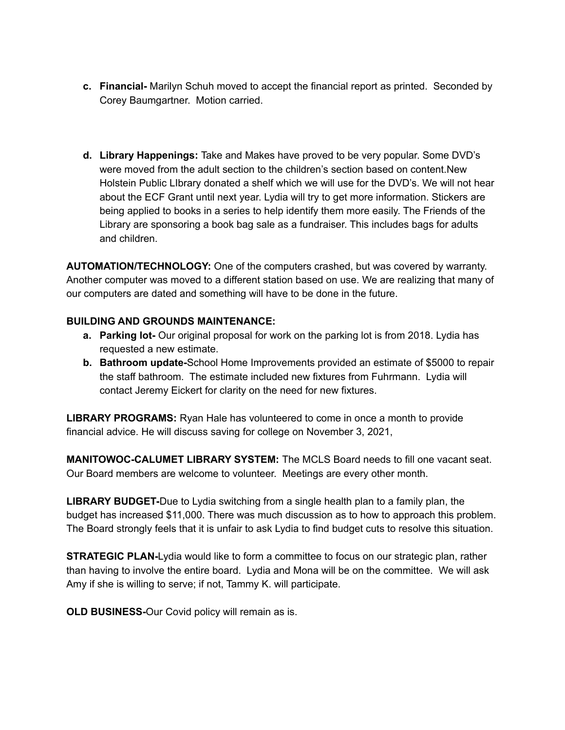c. **Financial-** Marilyn Schuh moved to accept the financial report as printed.  Seconded by Corey Baumgartner.  Motion carried.

d. **Library Happenings:** Take and Makes have proved to be very popular. Some DVD's were moved from the adult section to the children's section based on content.New Holstein Public LIbrary donated a shelf which we will use for the DVD's. We will not hear about the ECF Grant until next year. Lydia will try to get more information. Stickers are being applied to books in a series to help identify them more easily. The Friends of the Library are sponsoring a book bag sale as a fundraiser. This includes bags for adults and children.

**AUTOMATION/TECHNOLOGY:** One of the computers crashed, but was covered by warranty. Another computer was moved to a different station based on use. We are realizing that many of our computers are dated and something will have to be done in the future.

**BUILDING AND GROUNDS MAINTENANCE:**

a. **Parking lot-** Our original proposal for work on the parking lot is from 2018. Lydia has requested a new estimate.
b. **Bathroom update-**School Home Improvements provided an estimate of $5000 to repair the staff bathroom.  The estimate included new fixtures from Fuhrmann.  Lydia will contact Jeremy Eickert for clarity on the need for new fixtures.

**LIBRARY PROGRAMS:** Ryan Hale has volunteered to come in once a month to provide financial advice. He will discuss saving for college on November 3, 2021,

**MANITOWOC-CALUMET LIBRARY SYSTEM:** The MCLS Board needs to fill one vacant seat. Our Board members are welcome to volunteer.  Meetings are every other month.

**LIBRARY BUDGET-**Due to Lydia switching from a single health plan to a family plan, the budget has increased $11,000. There was much discussion as to how to approach this problem. The Board strongly feels that it is unfair to ask Lydia to find budget cuts to resolve this situation.

**STRATEGIC PLAN-**Lydia would like to form a committee to focus on our strategic plan, rather than having to involve the entire board.  Lydia and Mona will be on the committee.  We will ask Amy if she is willing to serve; if not, Tammy K. will participate.

**OLD BUSINESS-**Our Covid policy will remain as is.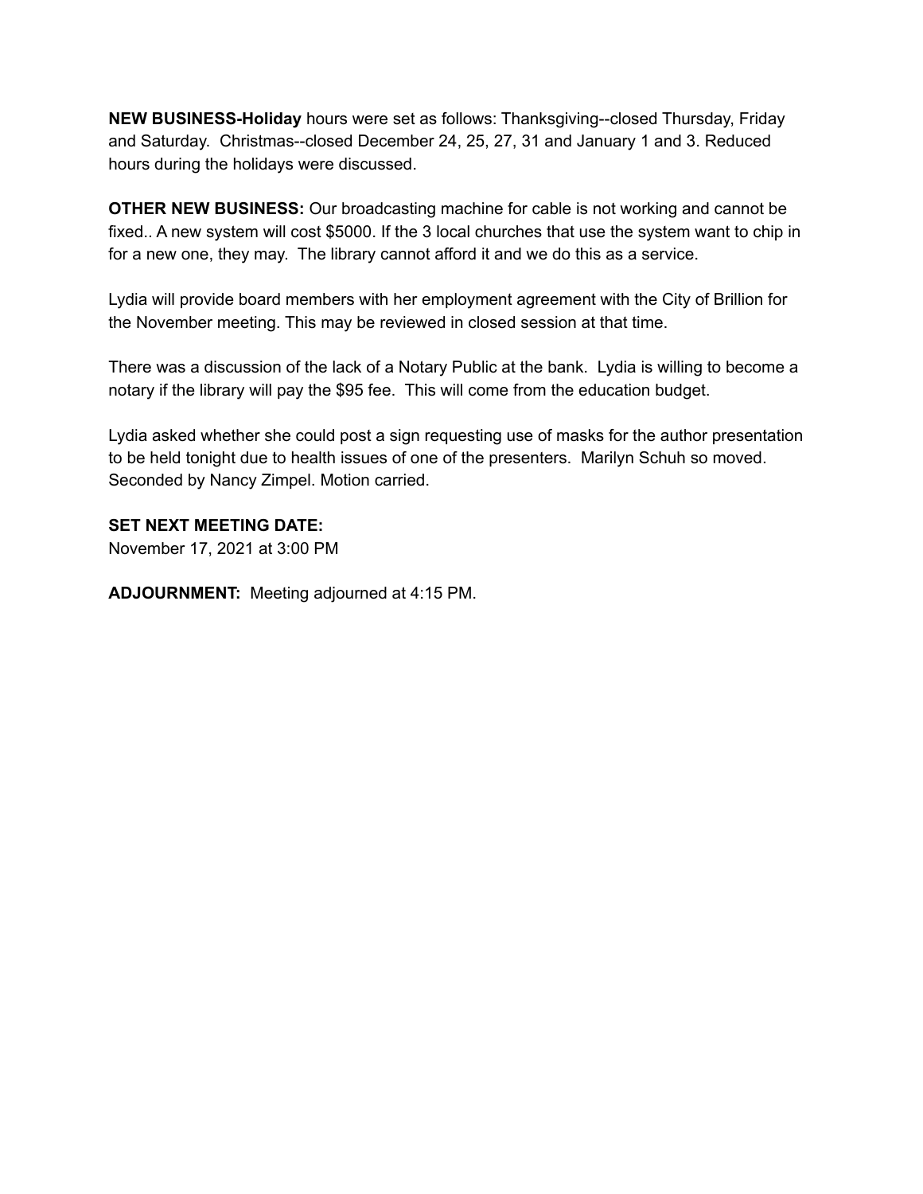**NEW BUSINESS-Holiday** hours were set as follows: Thanksgiving--closed Thursday, Friday and Saturday. Christmas--closed December 24, 25, 27, 31 and January 1 and 3. Reduced hours during the holidays were discussed.

**OTHER NEW BUSINESS:** Our broadcasting machine for cable is not working and cannot be fixed.. A new system will cost $5000. If the 3 local churches that use the system want to chip in for a new one, they may. The library cannot afford it and we do this as a service.

Lydia will provide board members with her employment agreement with the City of Brillion for the November meeting. This may be reviewed in closed session at that time.

There was a discussion of the lack of a Notary Public at the bank. Lydia is willing to become a notary if the library will pay the $95 fee. This will come from the education budget.

Lydia asked whether she could post a sign requesting use of masks for the author presentation to be held tonight due to health issues of one of the presenters. Marilyn Schuh so moved. Seconded by Nancy Zimpel. Motion carried.

**SET NEXT MEETING DATE:**
November 17, 2021 at 3:00 PM

**ADJOURNMENT:** Meeting adjourned at 4:15 PM.